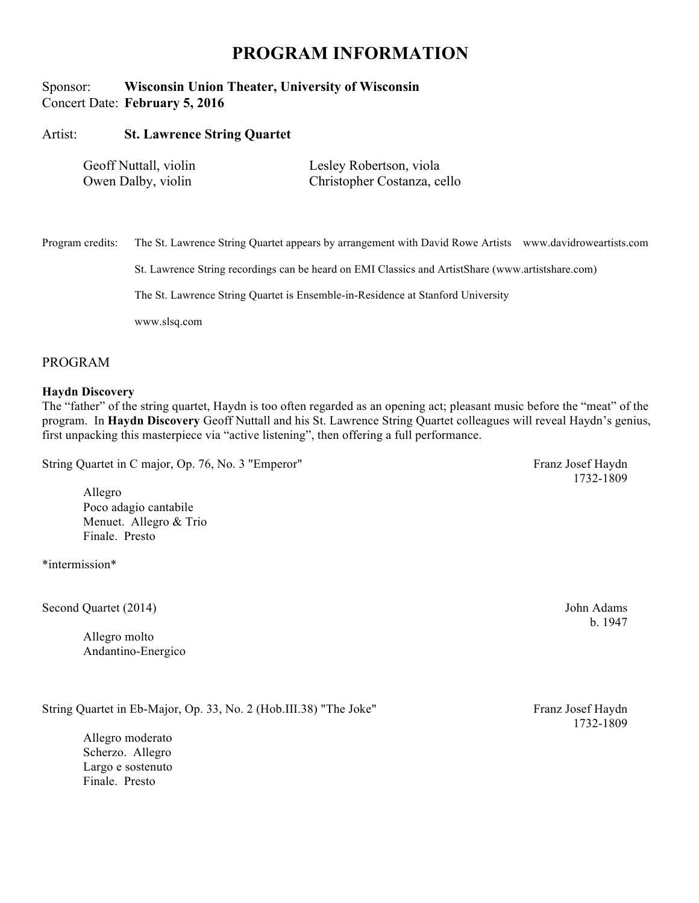# PROGRAM INFORMATION

Sponsor: **Wisconsin Union Theater, University of Wisconsin**
Concert Date: **February 5, 2016**

Artist: **St. Lawrence String Quartet**

Geoff Nuttall, violin
Owen Dalby, violin
Lesley Robertson, viola
Christopher Costanza, cello

Program credits: The St. Lawrence String Quartet appears by arrangement with David Rowe Artists www.davidroweartists.com

St. Lawrence String recordings can be heard on EMI Classics and ArtistShare (www.artistshare.com)

The St. Lawrence String Quartet is Ensemble-in-Residence at Stanford University

www.slsq.com

## PROGRAM

**Haydn Discovery**
The "father" of the string quartet, Haydn is too often regarded as an opening act; pleasant music before the "meat" of the program. In **Haydn Discovery** Geoff Nuttall and his St. Lawrence String Quartet colleagues will reveal Haydn's genius, first unpacking this masterpiece via "active listening", then offering a full performance.

String Quartet in C major, Op. 76, No. 3 "Emperor" — Franz Josef Haydn, 1732-1809

- Allegro
- Poco adagio cantabile
- Menuet. Allegro & Trio
- Finale. Presto

*intermission*

Second Quartet (2014) — John Adams, b. 1947

- Allegro molto
- Andantino-Energico

String Quartet in Eb-Major, Op. 33, No. 2 (Hob.III.38) "The Joke" — Franz Josef Haydn, 1732-1809

- Allegro moderato
- Scherzo. Allegro
- Largo e sostenuto
- Finale. Presto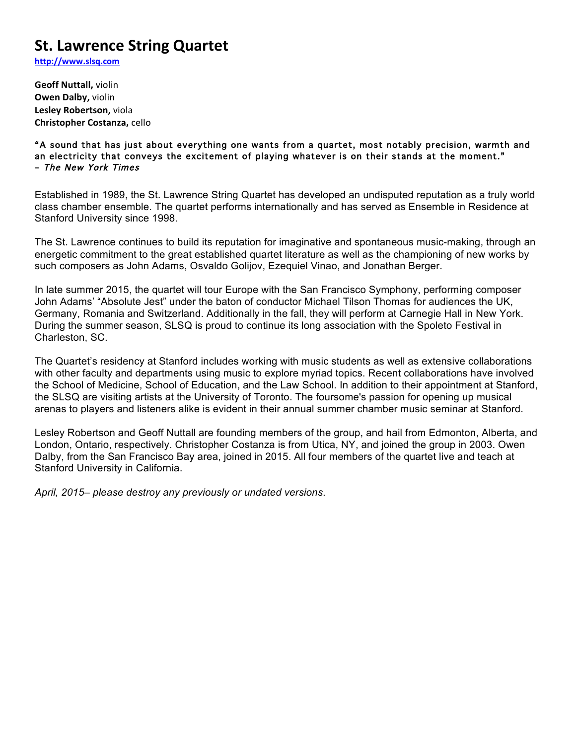# St. Lawrence String Quartet

http://www.slsq.com

**Geoff Nuttall,** violin
**Owen Dalby,** violin
**Lesley Robertson,** viola
**Christopher Costanza,** cello

"A sound that has just about everything one wants from a quartet, most notably precision, warmth and an electricity that conveys the excitement of playing whatever is on their stands at the moment."
– *The New York Times*

Established in 1989, the St. Lawrence String Quartet has developed an undisputed reputation as a truly world class chamber ensemble. The quartet performs internationally and has served as Ensemble in Residence at Stanford University since 1998.

The St. Lawrence continues to build its reputation for imaginative and spontaneous music-making, through an energetic commitment to the great established quartet literature as well as the championing of new works by such composers as John Adams, Osvaldo Golijov, Ezequiel Vinao, and Jonathan Berger.

In late summer 2015, the quartet will tour Europe with the San Francisco Symphony, performing composer John Adams' "Absolute Jest" under the baton of conductor Michael Tilson Thomas for audiences the UK, Germany, Romania and Switzerland. Additionally in the fall, they will perform at Carnegie Hall in New York. During the summer season, SLSQ is proud to continue its long association with the Spoleto Festival in Charleston, SC.

The Quartet's residency at Stanford includes working with music students as well as extensive collaborations with other faculty and departments using music to explore myriad topics. Recent collaborations have involved the School of Medicine, School of Education, and the Law School. In addition to their appointment at Stanford, the SLSQ are visiting artists at the University of Toronto. The foursome's passion for opening up musical arenas to players and listeners alike is evident in their annual summer chamber music seminar at Stanford.

Lesley Robertson and Geoff Nuttall are founding members of the group, and hail from Edmonton, Alberta, and London, Ontario, respectively. Christopher Costanza is from Utica, NY, and joined the group in 2003. Owen Dalby, from the San Francisco Bay area, joined in 2015. All four members of the quartet live and teach at Stanford University in California.

*April, 2015– please destroy any previously or undated versions*.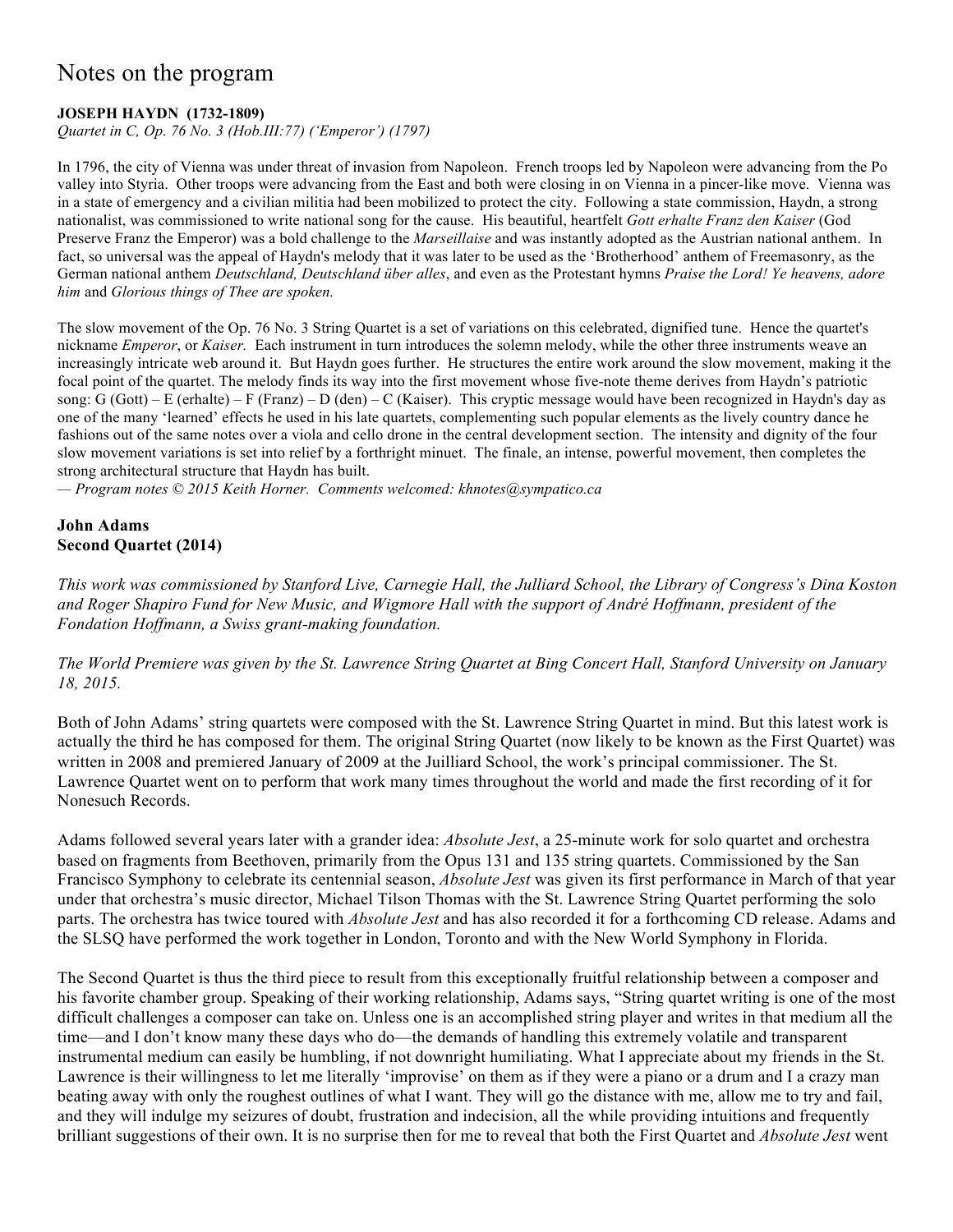# Notes on the program

**JOSEPH HAYDN (1732-1809)**

*Quartet in C, Op. 76 No. 3 (Hob.III:77) ('Emperor') (1797)*

In 1796, the city of Vienna was under threat of invasion from Napoleon. French troops led by Napoleon were advancing from the Po valley into Styria. Other troops were advancing from the East and both were closing in on Vienna in a pincer-like move. Vienna was in a state of emergency and a civilian militia had been mobilized to protect the city. Following a state commission, Haydn, a strong nationalist, was commissioned to write national song for the cause. His beautiful, heartfelt *Gott erhalte Franz den Kaiser* (God Preserve Franz the Emperor) was a bold challenge to the *Marseillaise* and was instantly adopted as the Austrian national anthem. In fact, so universal was the appeal of Haydn's melody that it was later to be used as the 'Brotherhood' anthem of Freemasonry, as the German national anthem *Deutschland, Deutschland über alles*, and even as the Protestant hymns *Praise the Lord! Ye heavens, adore him* and *Glorious things of Thee are spoken.*

The slow movement of the Op. 76 No. 3 String Quartet is a set of variations on this celebrated, dignified tune. Hence the quartet's nickname *Emperor*, or *Kaiser.* Each instrument in turn introduces the solemn melody, while the other three instruments weave an increasingly intricate web around it. But Haydn goes further. He structures the entire work around the slow movement, making it the focal point of the quartet. The melody finds its way into the first movement whose five-note theme derives from Haydn's patriotic song: G (Gott) – E (erhalte) – F (Franz) – D (den) – C (Kaiser). This cryptic message would have been recognized in Haydn's day as one of the many 'learned' effects he used in his late quartets, complementing such popular elements as the lively country dance he fashions out of the same notes over a viola and cello drone in the central development section. The intensity and dignity of the four slow movement variations is set into relief by a forthright minuet. The finale, an intense, powerful movement, then completes the strong architectural structure that Haydn has built.

*— Program notes © 2015 Keith Horner. Comments welcomed: khnotes@sympatico.ca*

**John Adams**
**Second Quartet (2014)**

*This work was commissioned by Stanford Live, Carnegie Hall, the Julliard School, the Library of Congress's Dina Koston and Roger Shapiro Fund for New Music, and Wigmore Hall with the support of André Hoffmann, president of the Fondation Hoffmann, a Swiss grant-making foundation.*

*The World Premiere was given by the St. Lawrence String Quartet at Bing Concert Hall, Stanford University on January 18, 2015.*

Both of John Adams' string quartets were composed with the St. Lawrence String Quartet in mind. But this latest work is actually the third he has composed for them. The original String Quartet (now likely to be known as the First Quartet) was written in 2008 and premiered January of 2009 at the Juilliard School, the work's principal commissioner. The St. Lawrence Quartet went on to perform that work many times throughout the world and made the first recording of it for Nonesuch Records.

Adams followed several years later with a grander idea: *Absolute Jest*, a 25-minute work for solo quartet and orchestra based on fragments from Beethoven, primarily from the Opus 131 and 135 string quartets. Commissioned by the San Francisco Symphony to celebrate its centennial season, *Absolute Jest* was given its first performance in March of that year under that orchestra's music director, Michael Tilson Thomas with the St. Lawrence String Quartet performing the solo parts. The orchestra has twice toured with *Absolute Jest* and has also recorded it for a forthcoming CD release. Adams and the SLSQ have performed the work together in London, Toronto and with the New World Symphony in Florida.

The Second Quartet is thus the third piece to result from this exceptionally fruitful relationship between a composer and his favorite chamber group. Speaking of their working relationship, Adams says, "String quartet writing is one of the most difficult challenges a composer can take on. Unless one is an accomplished string player and writes in that medium all the time—and I don't know many these days who do—the demands of handling this extremely volatile and transparent instrumental medium can easily be humbling, if not downright humiliating. What I appreciate about my friends in the St. Lawrence is their willingness to let me literally 'improvise' on them as if they were a piano or a drum and I a crazy man beating away with only the roughest outlines of what I want. They will go the distance with me, allow me to try and fail, and they will indulge my seizures of doubt, frustration and indecision, all the while providing intuitions and frequently brilliant suggestions of their own. It is no surprise then for me to reveal that both the First Quartet and *Absolute Jest* went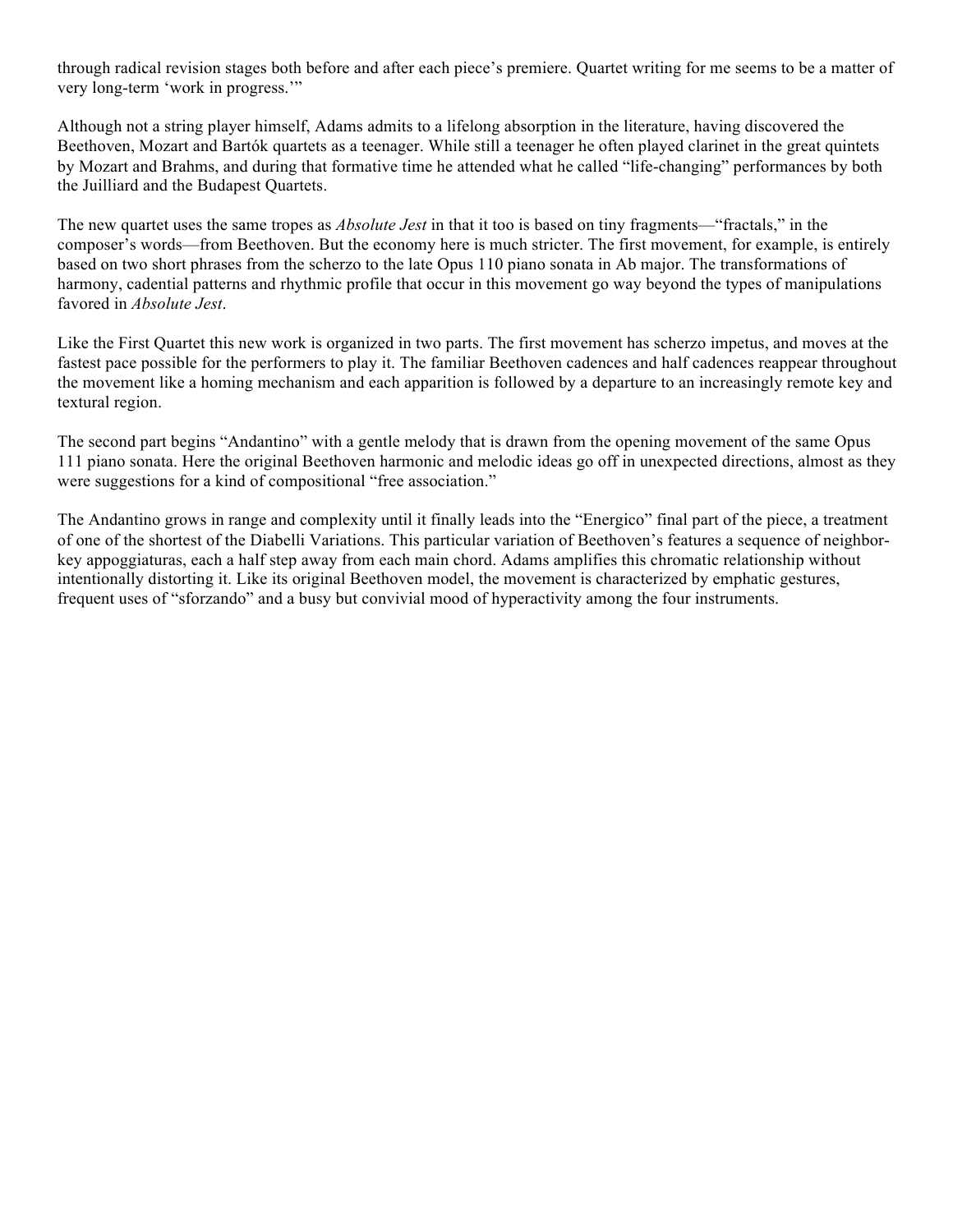through radical revision stages both before and after each piece's premiere. Quartet writing for me seems to be a matter of very long-term 'work in progress.'"

Although not a string player himself, Adams admits to a lifelong absorption in the literature, having discovered the Beethoven, Mozart and Bartók quartets as a teenager. While still a teenager he often played clarinet in the great quintets by Mozart and Brahms, and during that formative time he attended what he called "life-changing" performances by both the Juilliard and the Budapest Quartets.

The new quartet uses the same tropes as *Absolute Jest* in that it too is based on tiny fragments—"fractals," in the composer's words—from Beethoven. But the economy here is much stricter. The first movement, for example, is entirely based on two short phrases from the scherzo to the late Opus 110 piano sonata in Ab major. The transformations of harmony, cadential patterns and rhythmic profile that occur in this movement go way beyond the types of manipulations favored in *Absolute Jest*.

Like the First Quartet this new work is organized in two parts. The first movement has scherzo impetus, and moves at the fastest pace possible for the performers to play it. The familiar Beethoven cadences and half cadences reappear throughout the movement like a homing mechanism and each apparition is followed by a departure to an increasingly remote key and textural region.

The second part begins "Andantino" with a gentle melody that is drawn from the opening movement of the same Opus 111 piano sonata. Here the original Beethoven harmonic and melodic ideas go off in unexpected directions, almost as they were suggestions for a kind of compositional "free association."

The Andantino grows in range and complexity until it finally leads into the "Energico" final part of the piece, a treatment of one of the shortest of the Diabelli Variations. This particular variation of Beethoven's features a sequence of neighbor-key appoggiaturas, each a half step away from each main chord. Adams amplifies this chromatic relationship without intentionally distorting it. Like its original Beethoven model, the movement is characterized by emphatic gestures, frequent uses of "sforzando" and a busy but convivial mood of hyperactivity among the four instruments.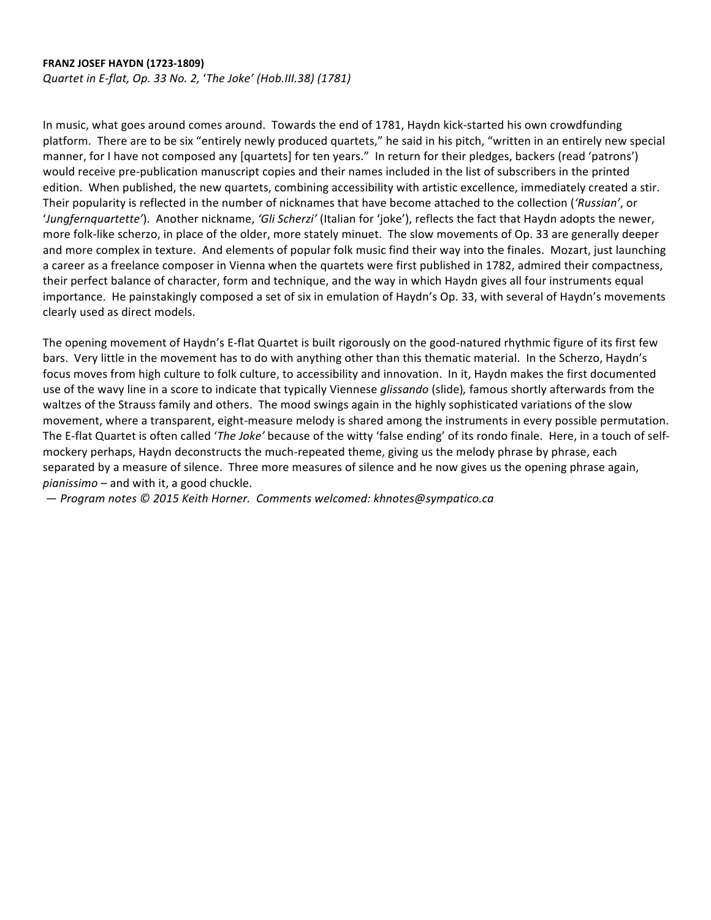**FRANZ JOSEF HAYDN (1723-1809)**
*Quartet in E-flat, Op. 33 No. 2, 'The Joke' (Hob.III.38) (1781)*

In music, what goes around comes around. Towards the end of 1781, Haydn kick-started his own crowdfunding platform. There are to be six "entirely newly produced quartets," he said in his pitch, "written in an entirely new special manner, for I have not composed any [quartets] for ten years." In return for their pledges, backers (read 'patrons') would receive pre-publication manuscript copies and their names included in the list of subscribers in the printed edition. When published, the new quartets, combining accessibility with artistic excellence, immediately created a stir. Their popularity is reflected in the number of nicknames that have become attached to the collection (*'Russian'*, or '*Jungfernquartette'*). Another nickname, *'Gli Scherzi'* (Italian for 'joke'), reflects the fact that Haydn adopts the newer, more folk-like scherzo, in place of the older, more stately minuet. The slow movements of Op. 33 are generally deeper and more complex in texture. And elements of popular folk music find their way into the finales. Mozart, just launching a career as a freelance composer in Vienna when the quartets were first published in 1782, admired their compactness, their perfect balance of character, form and technique, and the way in which Haydn gives all four instruments equal importance. He painstakingly composed a set of six in emulation of Haydn's Op. 33, with several of Haydn's movements clearly used as direct models.

The opening movement of Haydn's E-flat Quartet is built rigorously on the good-natured rhythmic figure of its first few bars. Very little in the movement has to do with anything other than this thematic material. In the Scherzo, Haydn's focus moves from high culture to folk culture, to accessibility and innovation. In it, Haydn makes the first documented use of the wavy line in a score to indicate that typically Viennese *glissando* (slide)*,* famous shortly afterwards from the waltzes of the Strauss family and others. The mood swings again in the highly sophisticated variations of the slow movement, where a transparent, eight-measure melody is shared among the instruments in every possible permutation. The E-flat Quartet is often called '*The Joke'* because of the witty 'false ending' of its rondo finale. Here, in a touch of self-mockery perhaps, Haydn deconstructs the much-repeated theme, giving us the melody phrase by phrase, each separated by a measure of silence. Three more measures of silence and he now gives us the opening phrase again, *pianissimo* – and with it, a good chuckle.

*— Program notes © 2015 Keith Horner. Comments welcomed: khnotes@sympatico.ca*